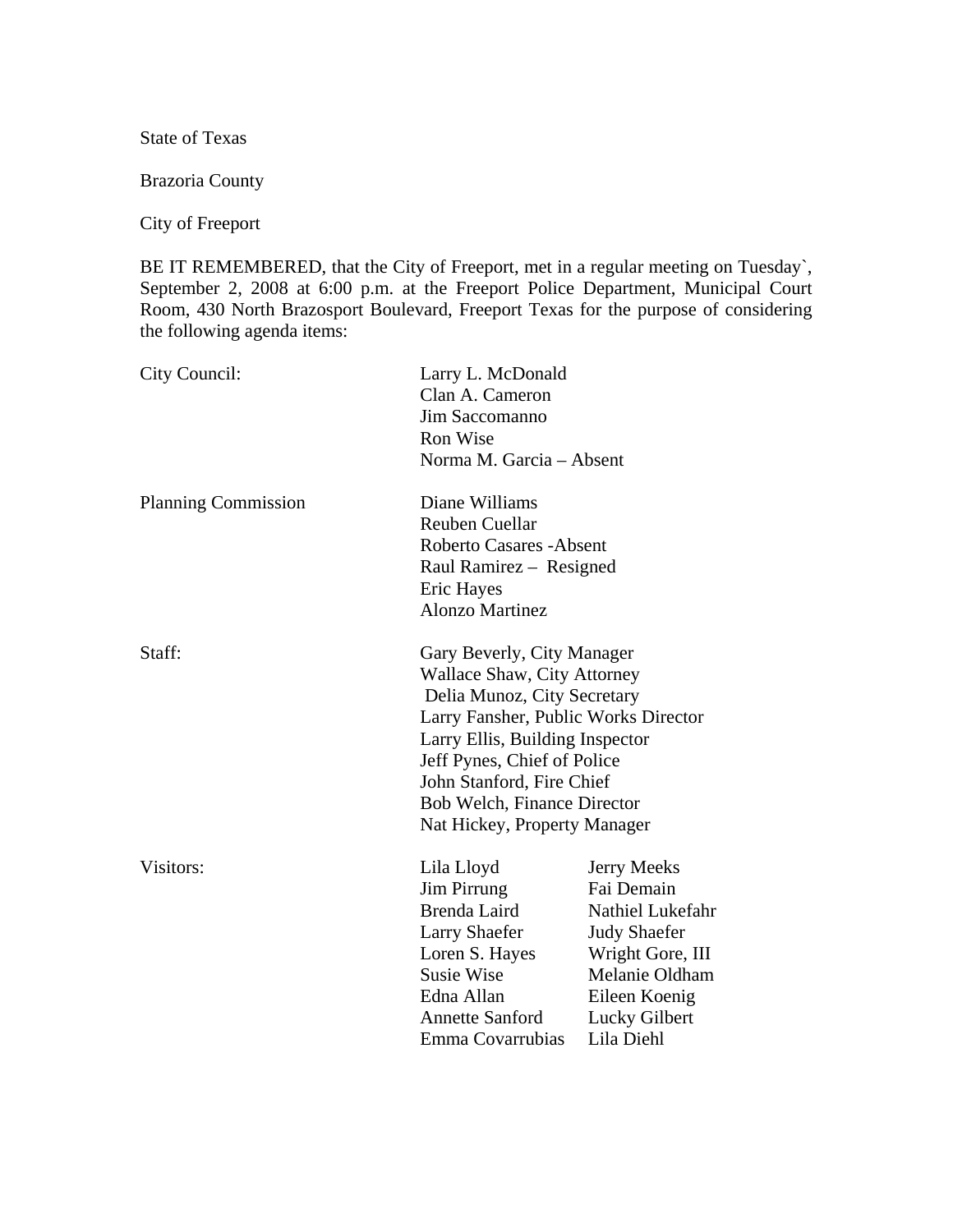State of Texas

Brazoria County

City of Freeport

BE IT REMEMBERED, that the City of Freeport, met in a regular meeting on Tuesday`, September 2, 2008 at 6:00 p.m. at the Freeport Police Department, Municipal Court Room, 430 North Brazosport Boulevard, Freeport Texas for the purpose of considering the following agenda items:

City Council:
Larry L. McDonald
Clan A. Cameron
Jim Saccomanno
Ron Wise
Norma M. Garcia – Absent

Planning Commission
Diane Williams
Reuben Cuellar
Roberto Casares -Absent
Raul Ramirez – Resigned
Eric Hayes
Alonzo Martinez

Staff:
Gary Beverly, City Manager
Wallace Shaw, City Attorney
Delia Munoz, City Secretary
Larry Fansher, Public Works Director
Larry Ellis, Building Inspector
Jeff Pynes, Chief of Police
John Stanford, Fire Chief
Bob Welch, Finance Director
Nat Hickey, Property Manager

Visitors:

| | |
|---|---|
| Lila Lloyd | Jerry Meeks |
| Jim Pirrung | Fai Demain |
| Brenda Laird | Nathiel Lukefahr |
| Larry Shaefer | Judy Shaefer |
| Loren S. Hayes | Wright Gore, III |
| Susie Wise | Melanie Oldham |
| Edna Allan | Eileen Koenig |
| Annette Sanford | Lucky Gilbert |
| Emma Covarrubias | Lila Diehl |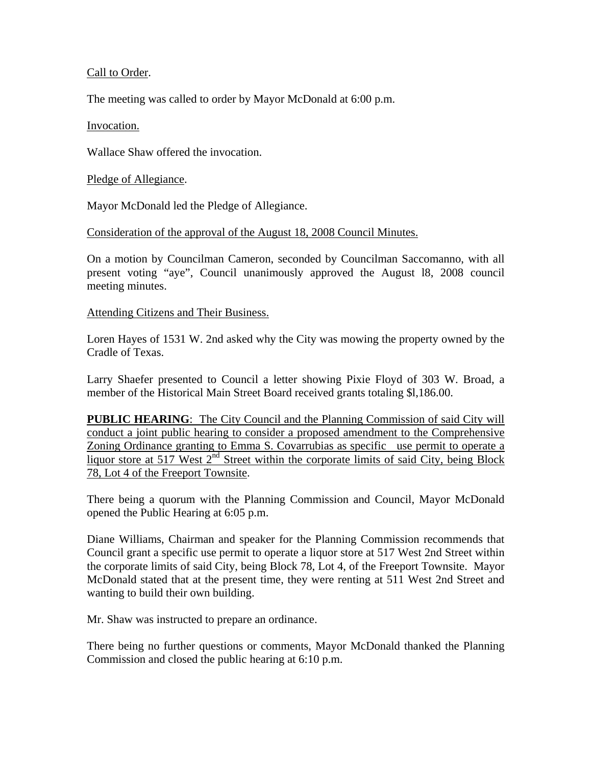Call to Order.

The meeting was called to order by Mayor McDonald at 6:00 p.m.

Invocation.

Wallace Shaw offered the invocation.

Pledge of Allegiance.

Mayor McDonald led the Pledge of Allegiance.

Consideration of the approval of the August 18, 2008 Council Minutes.

On a motion by Councilman Cameron, seconded by Councilman Saccomanno, with all present voting "aye", Council unanimously approved the August l8, 2008 council meeting minutes.

Attending Citizens and Their Business.

Loren Hayes of 1531 W. 2nd asked why the City was mowing the property owned by the Cradle of Texas.

Larry Shaefer presented to Council a letter showing Pixie Floyd of 303 W. Broad, a member of the Historical Main Street Board received grants totaling $l,186.00.

**PUBLIC HEARING**: The City Council and the Planning Commission of said City will conduct a joint public hearing to consider a proposed amendment to the Comprehensive Zoning Ordinance granting to Emma S. Covarrubias as specific use permit to operate a liquor store at 517 West 2nd Street within the corporate limits of said City, being Block 78, Lot 4 of the Freeport Townsite.

There being a quorum with the Planning Commission and Council, Mayor McDonald opened the Public Hearing at 6:05 p.m.

Diane Williams, Chairman and speaker for the Planning Commission recommends that Council grant a specific use permit to operate a liquor store at 517 West 2nd Street within the corporate limits of said City, being Block 78, Lot 4, of the Freeport Townsite. Mayor McDonald stated that at the present time, they were renting at 511 West 2nd Street and wanting to build their own building.

Mr. Shaw was instructed to prepare an ordinance.

There being no further questions or comments, Mayor McDonald thanked the Planning Commission and closed the public hearing at 6:10 p.m.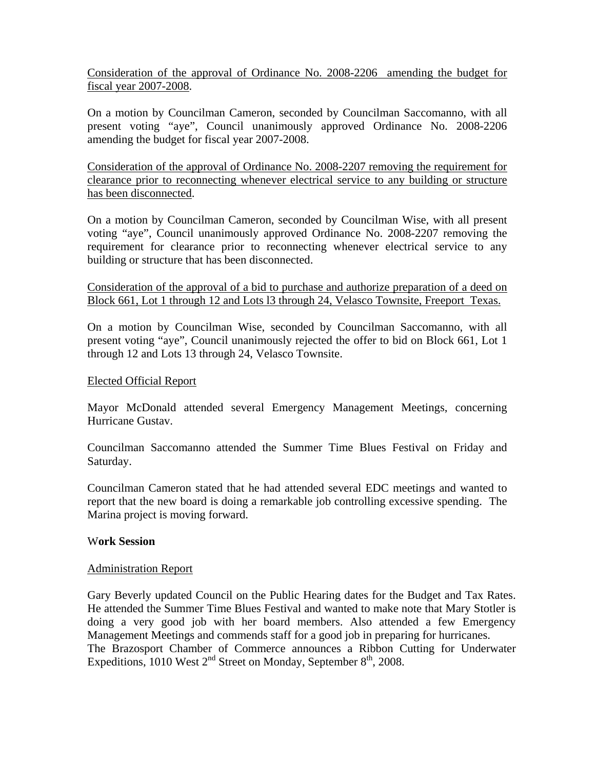Consideration of the approval of Ordinance No. 2008-2206 amending the budget for fiscal year 2007-2008.

On a motion by Councilman Cameron, seconded by Councilman Saccomanno, with all present voting "aye", Council unanimously approved Ordinance No. 2008-2206 amending the budget for fiscal year 2007-2008.

Consideration of the approval of Ordinance No. 2008-2207 removing the requirement for clearance prior to reconnecting whenever electrical service to any building or structure has been disconnected.

On a motion by Councilman Cameron, seconded by Councilman Wise, with all present voting "aye", Council unanimously approved Ordinance No. 2008-2207 removing the requirement for clearance prior to reconnecting whenever electrical service to any building or structure that has been disconnected.

Consideration of the approval of a bid to purchase and authorize preparation of a deed on Block 661, Lot 1 through 12 and Lots l3 through 24, Velasco Townsite, Freeport Texas.

On a motion by Councilman Wise, seconded by Councilman Saccomanno, with all present voting "aye", Council unanimously rejected the offer to bid on Block 661, Lot 1 through 12 and Lots 13 through 24, Velasco Townsite.

Elected Official Report

Mayor McDonald attended several Emergency Management Meetings, concerning Hurricane Gustav.

Councilman Saccomanno attended the Summer Time Blues Festival on Friday and Saturday.

Councilman Cameron stated that he had attended several EDC meetings and wanted to report that the new board is doing a remarkable job controlling excessive spending. The Marina project is moving forward.

**Work Session**

Administration Report

Gary Beverly updated Council on the Public Hearing dates for the Budget and Tax Rates. He attended the Summer Time Blues Festival and wanted to make note that Mary Stotler is doing a very good job with her board members. Also attended a few Emergency Management Meetings and commends staff for a good job in preparing for hurricanes.
The Brazosport Chamber of Commerce announces a Ribbon Cutting for Underwater Expeditions, 1010 West 2nd Street on Monday, September 8th, 2008.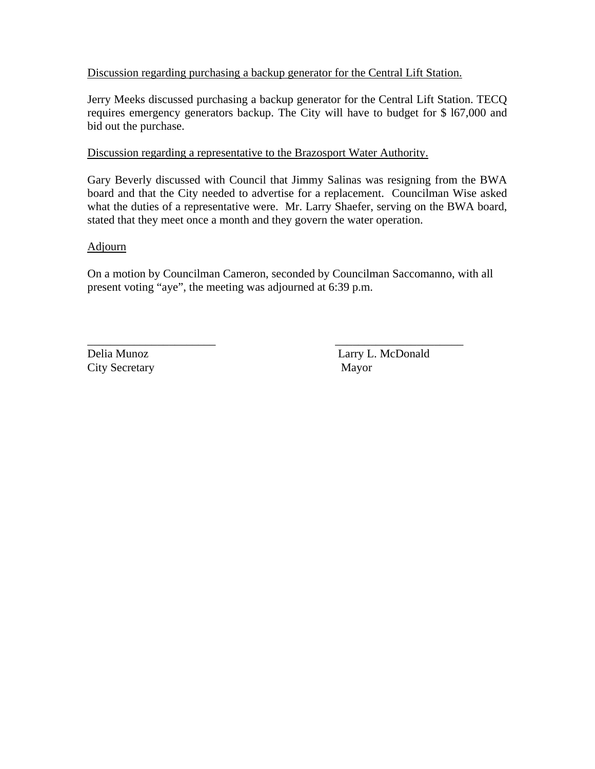<u>Discussion regarding purchasing a backup generator for the Central Lift Station.</u>

Jerry Meeks discussed purchasing a backup generator for the Central Lift Station. TECQ requires emergency generators backup. The City will have to budget for $ l67,000 and bid out the purchase.

<u>Discussion regarding a representative to the Brazosport Water Authority.</u>

Gary Beverly discussed with Council that Jimmy Salinas was resigning from the BWA board and that the City needed to advertise for a replacement. Councilman Wise asked what the duties of a representative were. Mr. Larry Shaefer, serving on the BWA board, stated that they meet once a month and they govern the water operation.

<u>Adjourn</u>

On a motion by Councilman Cameron, seconded by Councilman Saccomanno, with all present voting "aye", the meeting was adjourned at 6:39 p.m.

| | |
|---|---|
| ______________________ | ______________________ |
| Delia Munoz | Larry L. McDonald |
| City Secretary | Mayor |